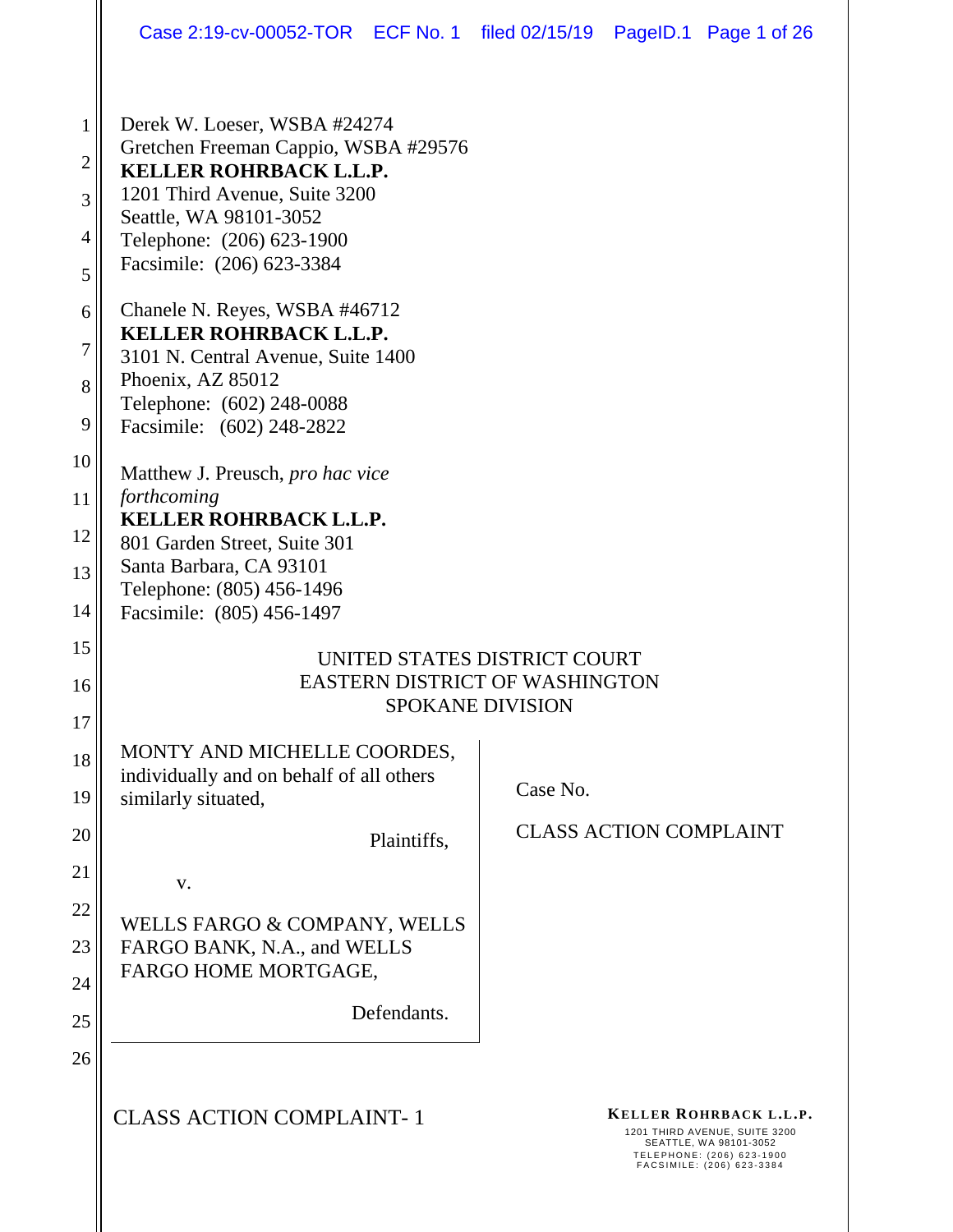Derek W. Loeser, WSBA #24274
Gretchen Freeman Cappio, WSBA #29576
**KELLER ROHRBACK L.L.P.**
1201 Third Avenue, Suite 3200
Seattle, WA 98101-3052
Telephone: (206) 623-1900
Facsimile: (206) 623-3384

Chanele N. Reyes, WSBA #46712
**KELLER ROHRBACK L.L.P.**
3101 N. Central Avenue, Suite 1400
Phoenix, AZ 85012
Telephone: (602) 248-0088
Facsimile: (602) 248-2822

Matthew J. Preusch, *pro hac vice forthcoming*
**KELLER ROHRBACK L.L.P.**
801 Garden Street, Suite 301
Santa Barbara, CA 93101
Telephone: (805) 456-1496
Facsimile: (805) 456-1497

UNITED STATES DISTRICT COURT
EASTERN DISTRICT OF WASHINGTON
SPOKANE DIVISION

MONTY AND MICHELLE COORDES, individually and on behalf of all others similarly situated,

Plaintiffs,

v.

WELLS FARGO & COMPANY, WELLS FARGO BANK, N.A., and WELLS FARGO HOME MORTGAGE,

Defendants.

Case No.

CLASS ACTION COMPLAINT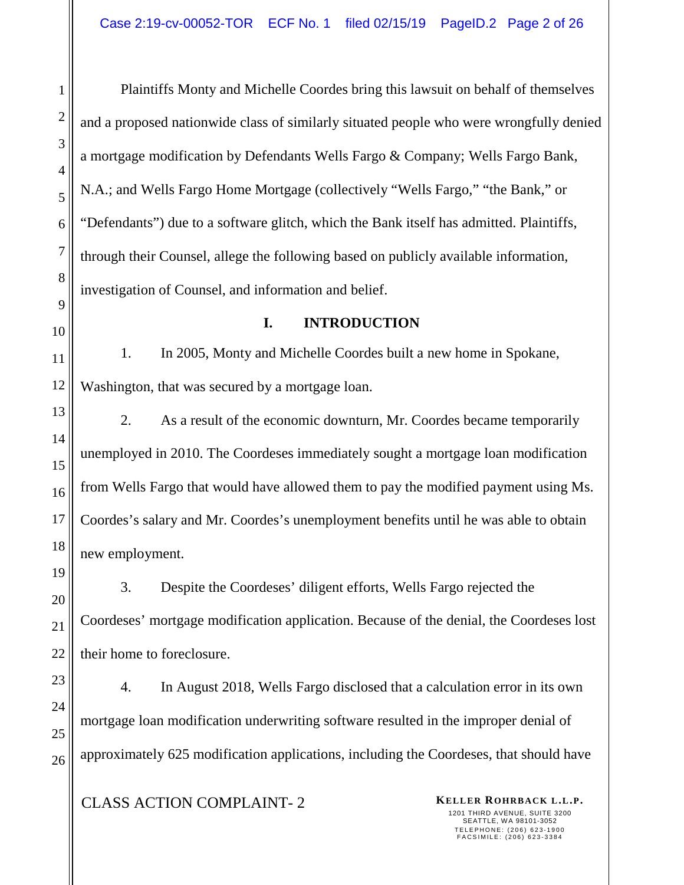Plaintiffs Monty and Michelle Coordes bring this lawsuit on behalf of themselves and a proposed nationwide class of similarly situated people who were wrongfully denied a mortgage modification by Defendants Wells Fargo & Company; Wells Fargo Bank, N.A.; and Wells Fargo Home Mortgage (collectively "Wells Fargo," "the Bank," or "Defendants") due to a software glitch, which the Bank itself has admitted. Plaintiffs, through their Counsel, allege the following based on publicly available information, investigation of Counsel, and information and belief.

## I. INTRODUCTION

1. In 2005, Monty and Michelle Coordes built a new home in Spokane, Washington, that was secured by a mortgage loan.

2. As a result of the economic downturn, Mr. Coordes became temporarily unemployed in 2010. The Coordeses immediately sought a mortgage loan modification from Wells Fargo that would have allowed them to pay the modified payment using Ms. Coordes's salary and Mr. Coordes's unemployment benefits until he was able to obtain new employment.

3. Despite the Coordeses' diligent efforts, Wells Fargo rejected the Coordeses' mortgage modification application. Because of the denial, the Coordeses lost their home to foreclosure.

4. In August 2018, Wells Fargo disclosed that a calculation error in its own mortgage loan modification underwriting software resulted in the improper denial of approximately 625 modification applications, including the Coordeses, that should have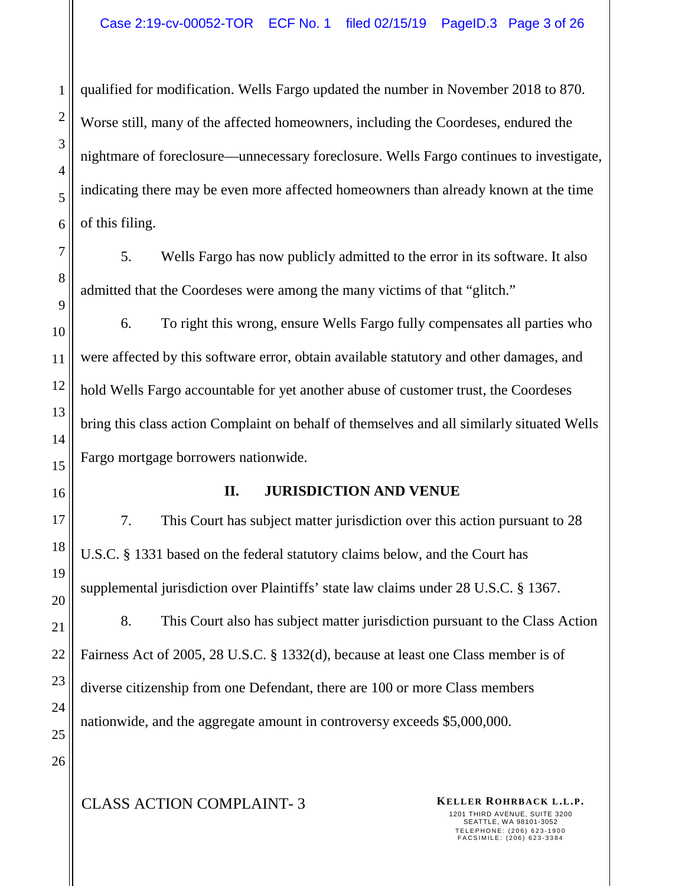qualified for modification. Wells Fargo updated the number in November 2018 to 870. Worse still, many of the affected homeowners, including the Coordeses, endured the nightmare of foreclosure—unnecessary foreclosure. Wells Fargo continues to investigate, indicating there may be even more affected homeowners than already known at the time of this filing.

5. Wells Fargo has now publicly admitted to the error in its software. It also admitted that the Coordeses were among the many victims of that "glitch."

6. To right this wrong, ensure Wells Fargo fully compensates all parties who were affected by this software error, obtain available statutory and other damages, and hold Wells Fargo accountable for yet another abuse of customer trust, the Coordeses bring this class action Complaint on behalf of themselves and all similarly situated Wells Fargo mortgage borrowers nationwide.

## II. JURISDICTION AND VENUE

7. This Court has subject matter jurisdiction over this action pursuant to 28 U.S.C. § 1331 based on the federal statutory claims below, and the Court has supplemental jurisdiction over Plaintiffs' state law claims under 28 U.S.C. § 1367.

8. This Court also has subject matter jurisdiction pursuant to the Class Action Fairness Act of 2005, 28 U.S.C. § 1332(d), because at least one Class member is of diverse citizenship from one Defendant, there are 100 or more Class members nationwide, and the aggregate amount in controversy exceeds $5,000,000.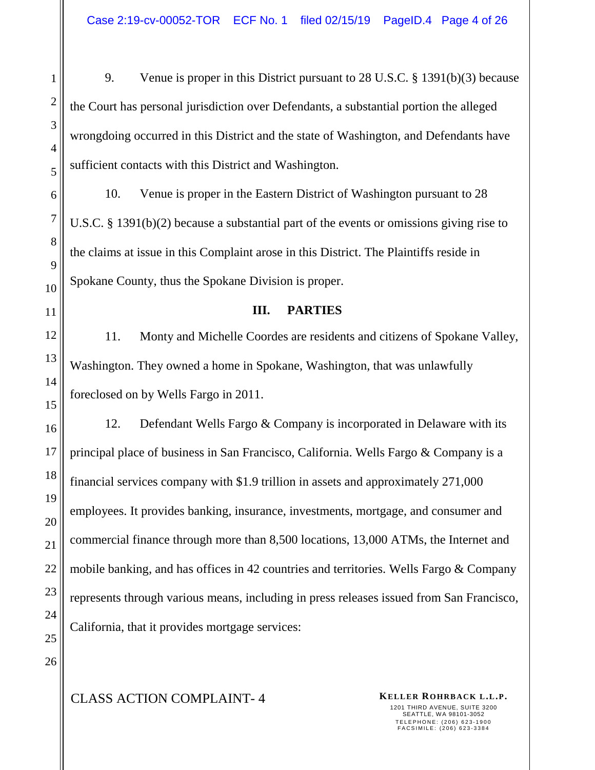9. Venue is proper in this District pursuant to 28 U.S.C. § 1391(b)(3) because the Court has personal jurisdiction over Defendants, a substantial portion the alleged wrongdoing occurred in this District and the state of Washington, and Defendants have sufficient contacts with this District and Washington.

10. Venue is proper in the Eastern District of Washington pursuant to 28 U.S.C. § 1391(b)(2) because a substantial part of the events or omissions giving rise to the claims at issue in this Complaint arose in this District. The Plaintiffs reside in Spokane County, thus the Spokane Division is proper.

## III. PARTIES

11. Monty and Michelle Coordes are residents and citizens of Spokane Valley, Washington. They owned a home in Spokane, Washington, that was unlawfully foreclosed on by Wells Fargo in 2011.

12. Defendant Wells Fargo & Company is incorporated in Delaware with its principal place of business in San Francisco, California. Wells Fargo & Company is a financial services company with $1.9 trillion in assets and approximately 271,000 employees. It provides banking, insurance, investments, mortgage, and consumer and commercial finance through more than 8,500 locations, 13,000 ATMs, the Internet and mobile banking, and has offices in 42 countries and territories. Wells Fargo & Company represents through various means, including in press releases issued from San Francisco, California, that it provides mortgage services: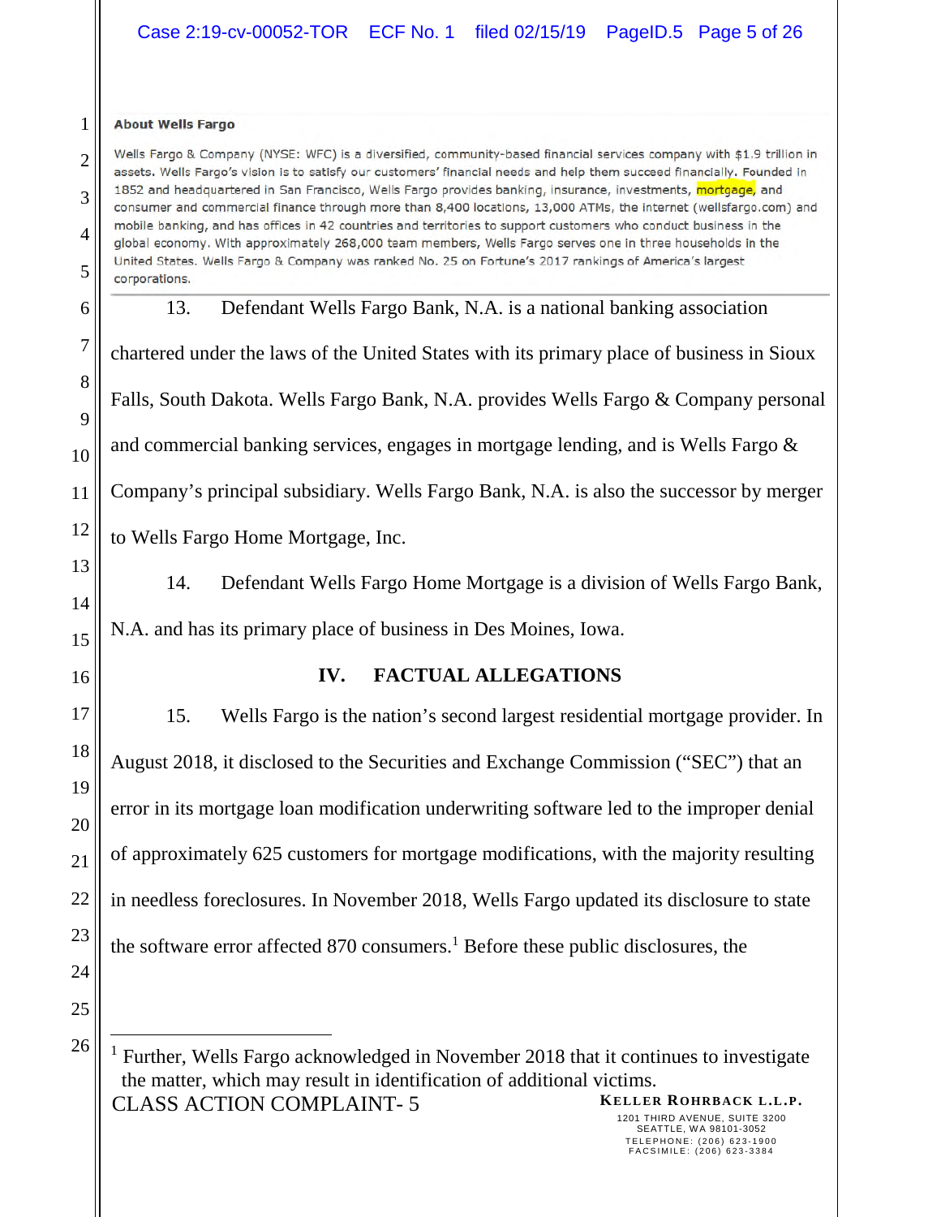**About Wells Fargo**

Wells Fargo & Company (NYSE: WFC) is a diversified, community-based financial services company with $1.9 trillion in assets. Wells Fargo's vision is to satisfy our customers' financial needs and help them succeed financially. Founded in 1852 and headquartered in San Francisco, Wells Fargo provides banking, insurance, investments, mortgage, and consumer and commercial finance through more than 8,400 locations, 13,000 ATMs, the internet (wellsfargo.com) and mobile banking, and has offices in 42 countries and territories to support customers who conduct business in the global economy. With approximately 268,000 team members, Wells Fargo serves one in three households in the United States. Wells Fargo & Company was ranked No. 25 on Fortune's 2017 rankings of America's largest corporations.

13. Defendant Wells Fargo Bank, N.A. is a national banking association chartered under the laws of the United States with its primary place of business in Sioux Falls, South Dakota. Wells Fargo Bank, N.A. provides Wells Fargo & Company personal and commercial banking services, engages in mortgage lending, and is Wells Fargo & Company's principal subsidiary. Wells Fargo Bank, N.A. is also the successor by merger to Wells Fargo Home Mortgage, Inc.

14. Defendant Wells Fargo Home Mortgage is a division of Wells Fargo Bank, N.A. and has its primary place of business in Des Moines, Iowa.

## IV. FACTUAL ALLEGATIONS

15. Wells Fargo is the nation's second largest residential mortgage provider. In August 2018, it disclosed to the Securities and Exchange Commission ("SEC") that an error in its mortgage loan modification underwriting software led to the improper denial of approximately 625 customers for mortgage modifications, with the majority resulting in needless foreclosures. In November 2018, Wells Fargo updated its disclosure to state the software error affected 870 consumers.[1] Before these public disclosures, the

[1] Further, Wells Fargo acknowledged in November 2018 that it continues to investigate the matter, which may result in identification of additional victims.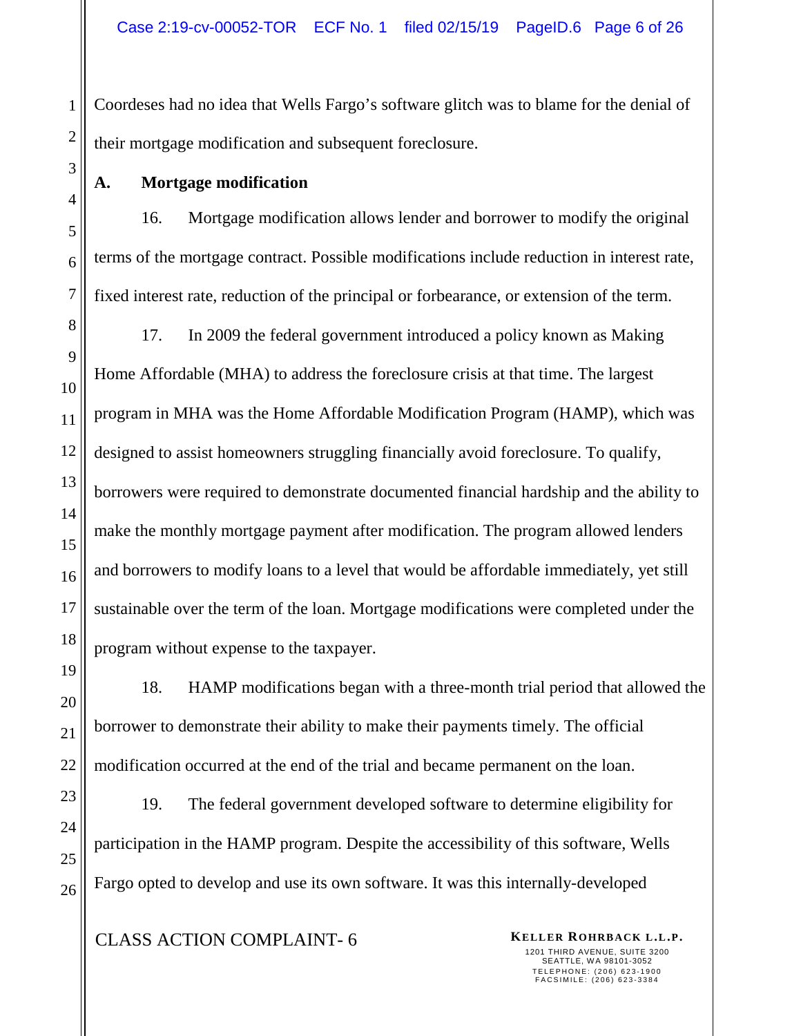Coordeses had no idea that Wells Fargo's software glitch was to blame for the denial of their mortgage modification and subsequent foreclosure.

### A. Mortgage modification

16. Mortgage modification allows lender and borrower to modify the original terms of the mortgage contract. Possible modifications include reduction in interest rate, fixed interest rate, reduction of the principal or forbearance, or extension of the term.

17. In 2009 the federal government introduced a policy known as Making Home Affordable (MHA) to address the foreclosure crisis at that time. The largest program in MHA was the Home Affordable Modification Program (HAMP), which was designed to assist homeowners struggling financially avoid foreclosure. To qualify, borrowers were required to demonstrate documented financial hardship and the ability to make the monthly mortgage payment after modification. The program allowed lenders and borrowers to modify loans to a level that would be affordable immediately, yet still sustainable over the term of the loan. Mortgage modifications were completed under the program without expense to the taxpayer.

18. HAMP modifications began with a three-month trial period that allowed the borrower to demonstrate their ability to make their payments timely. The official modification occurred at the end of the trial and became permanent on the loan.

19. The federal government developed software to determine eligibility for participation in the HAMP program. Despite the accessibility of this software, Wells Fargo opted to develop and use its own software. It was this internally-developed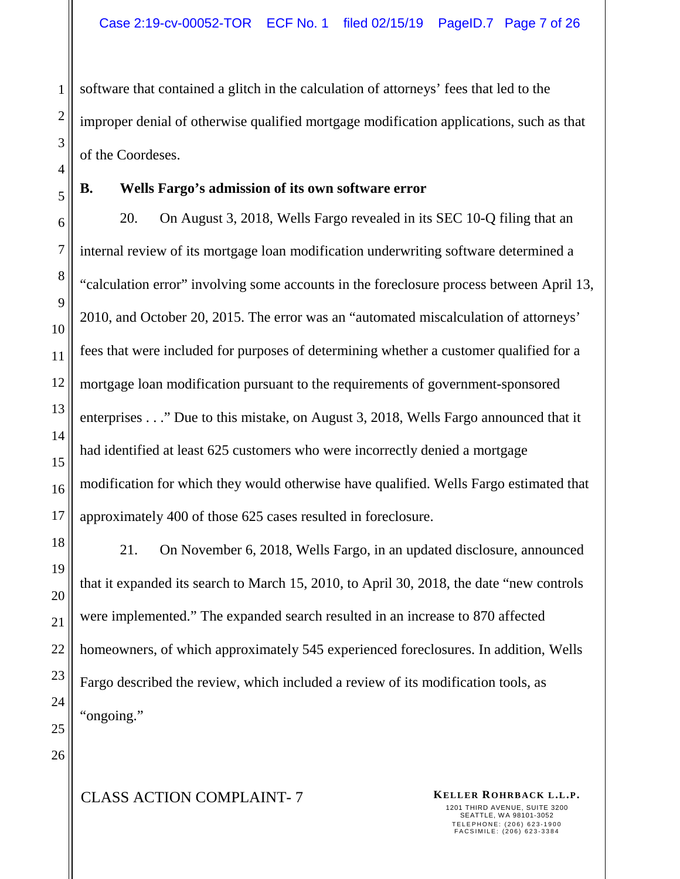software that contained a glitch in the calculation of attorneys' fees that led to the improper denial of otherwise qualified mortgage modification applications, such as that of the Coordeses.

**B. Wells Fargo's admission of its own software error**

20. On August 3, 2018, Wells Fargo revealed in its SEC 10-Q filing that an internal review of its mortgage loan modification underwriting software determined a "calculation error" involving some accounts in the foreclosure process between April 13, 2010, and October 20, 2015. The error was an "automated miscalculation of attorneys' fees that were included for purposes of determining whether a customer qualified for a mortgage loan modification pursuant to the requirements of government-sponsored enterprises . . ." Due to this mistake, on August 3, 2018, Wells Fargo announced that it had identified at least 625 customers who were incorrectly denied a mortgage modification for which they would otherwise have qualified. Wells Fargo estimated that approximately 400 of those 625 cases resulted in foreclosure.

21. On November 6, 2018, Wells Fargo, in an updated disclosure, announced that it expanded its search to March 15, 2010, to April 30, 2018, the date "new controls were implemented." The expanded search resulted in an increase to 870 affected homeowners, of which approximately 545 experienced foreclosures. In addition, Wells Fargo described the review, which included a review of its modification tools, as "ongoing."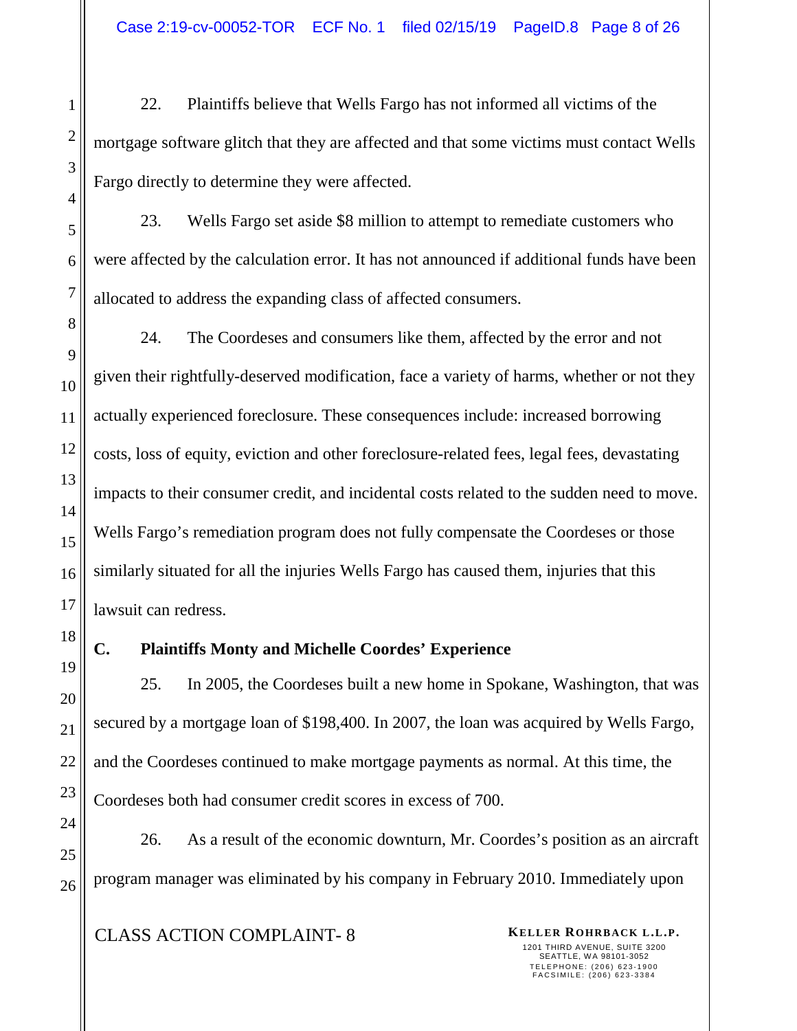22. Plaintiffs believe that Wells Fargo has not informed all victims of the mortgage software glitch that they are affected and that some victims must contact Wells Fargo directly to determine they were affected.

23. Wells Fargo set aside $8 million to attempt to remediate customers who were affected by the calculation error. It has not announced if additional funds have been allocated to address the expanding class of affected consumers.

24. The Coordeses and consumers like them, affected by the error and not given their rightfully-deserved modification, face a variety of harms, whether or not they actually experienced foreclosure. These consequences include: increased borrowing costs, loss of equity, eviction and other foreclosure-related fees, legal fees, devastating impacts to their consumer credit, and incidental costs related to the sudden need to move. Wells Fargo's remediation program does not fully compensate the Coordeses or those similarly situated for all the injuries Wells Fargo has caused them, injuries that this lawsuit can redress.

### C. Plaintiffs Monty and Michelle Coordes' Experience

25. In 2005, the Coordeses built a new home in Spokane, Washington, that was secured by a mortgage loan of $198,400. In 2007, the loan was acquired by Wells Fargo, and the Coordeses continued to make mortgage payments as normal. At this time, the Coordeses both had consumer credit scores in excess of 700.

26. As a result of the economic downturn, Mr. Coordes's position as an aircraft program manager was eliminated by his company in February 2010. Immediately upon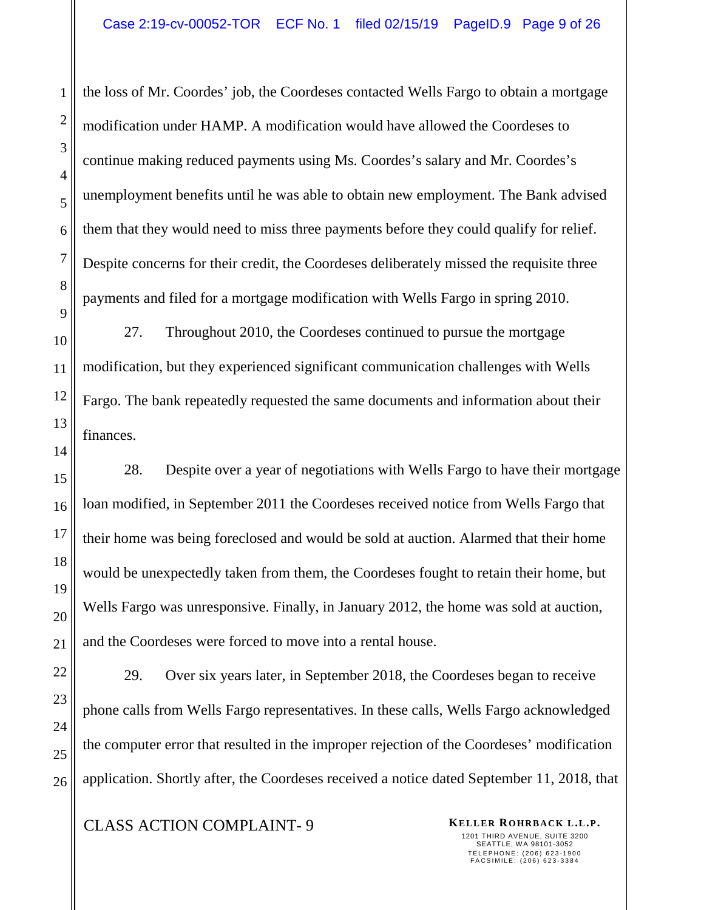the loss of Mr. Coordes' job, the Coordeses contacted Wells Fargo to obtain a mortgage modification under HAMP. A modification would have allowed the Coordeses to continue making reduced payments using Ms. Coordes's salary and Mr. Coordes's unemployment benefits until he was able to obtain new employment. The Bank advised them that they would need to miss three payments before they could qualify for relief. Despite concerns for their credit, the Coordeses deliberately missed the requisite three payments and filed for a mortgage modification with Wells Fargo in spring 2010.

27. Throughout 2010, the Coordeses continued to pursue the mortgage modification, but they experienced significant communication challenges with Wells Fargo. The bank repeatedly requested the same documents and information about their finances.

28. Despite over a year of negotiations with Wells Fargo to have their mortgage loan modified, in September 2011 the Coordeses received notice from Wells Fargo that their home was being foreclosed and would be sold at auction. Alarmed that their home would be unexpectedly taken from them, the Coordeses fought to retain their home, but Wells Fargo was unresponsive. Finally, in January 2012, the home was sold at auction, and the Coordeses were forced to move into a rental house.

29. Over six years later, in September 2018, the Coordeses began to receive phone calls from Wells Fargo representatives. In these calls, Wells Fargo acknowledged the computer error that resulted in the improper rejection of the Coordeses' modification application. Shortly after, the Coordeses received a notice dated September 11, 2018, that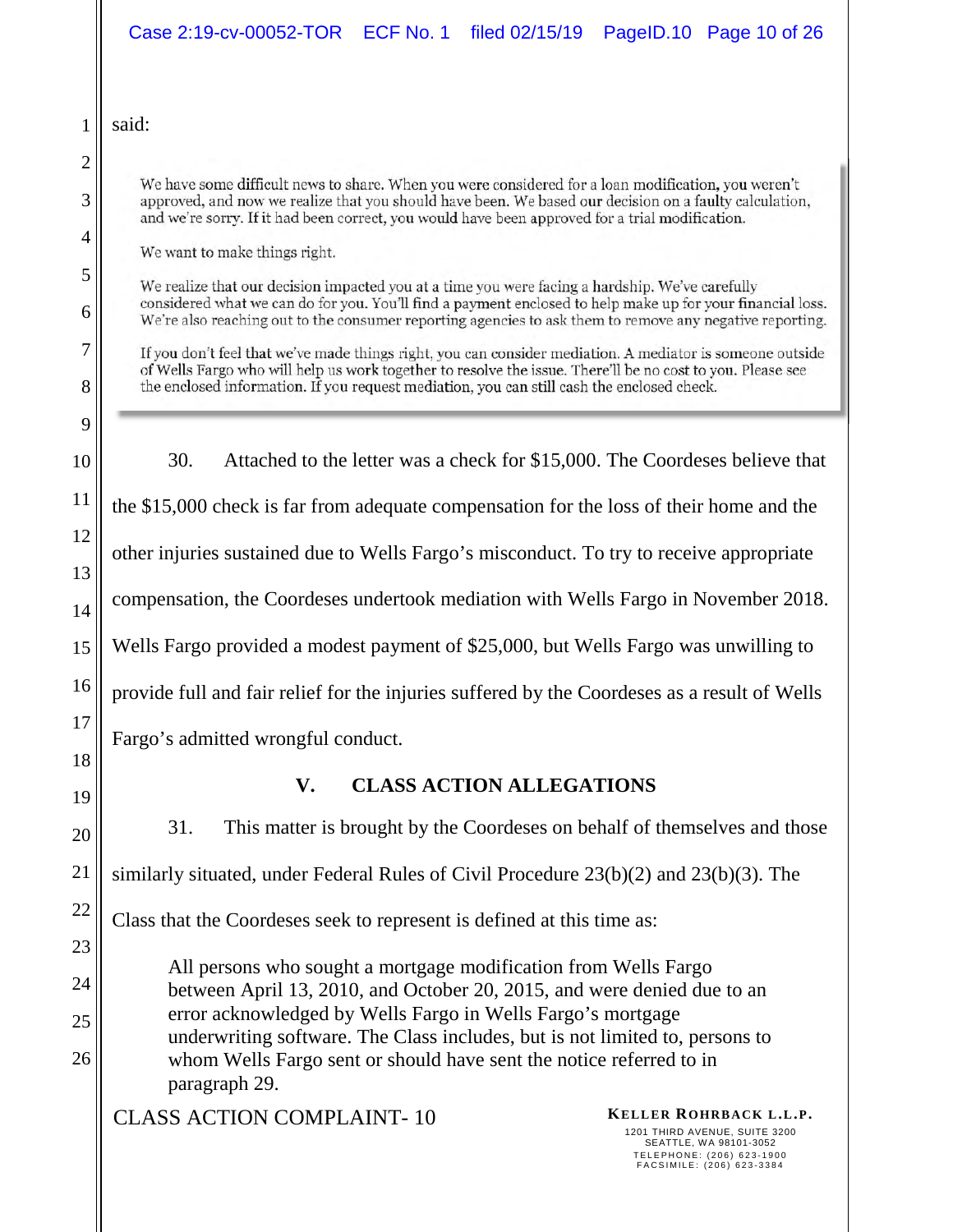said:

> We have some difficult news to share. When you were considered for a loan modification, you weren't approved, and now we realize that you should have been. We based our decision on a faulty calculation, and we're sorry. If it had been correct, you would have been approved for a trial modification.
>
> We want to make things right.
>
> We realize that our decision impacted you at a time you were facing a hardship. We've carefully considered what we can do for you. You'll find a payment enclosed to help make up for your financial loss. We're also reaching out to the consumer reporting agencies to ask them to remove any negative reporting.
>
> If you don't feel that we've made things right, you can consider mediation. A mediator is someone outside of Wells Fargo who will help us work together to resolve the issue. There'll be no cost to you. Please see the enclosed information. If you request mediation, you can still cash the enclosed check.

30. Attached to the letter was a check for $15,000. The Coordeses believe that the $15,000 check is far from adequate compensation for the loss of their home and the other injuries sustained due to Wells Fargo's misconduct. To try to receive appropriate compensation, the Coordeses undertook mediation with Wells Fargo in November 2018. Wells Fargo provided a modest payment of $25,000, but Wells Fargo was unwilling to provide full and fair relief for the injuries suffered by the Coordeses as a result of Wells Fargo's admitted wrongful conduct.

## V. CLASS ACTION ALLEGATIONS

31. This matter is brought by the Coordeses on behalf of themselves and those similarly situated, under Federal Rules of Civil Procedure 23(b)(2) and 23(b)(3). The Class that the Coordeses seek to represent is defined at this time as:

> All persons who sought a mortgage modification from Wells Fargo between April 13, 2010, and October 20, 2015, and were denied due to an error acknowledged by Wells Fargo in Wells Fargo's mortgage underwriting software. The Class includes, but is not limited to, persons to whom Wells Fargo sent or should have sent the notice referred to in paragraph 29.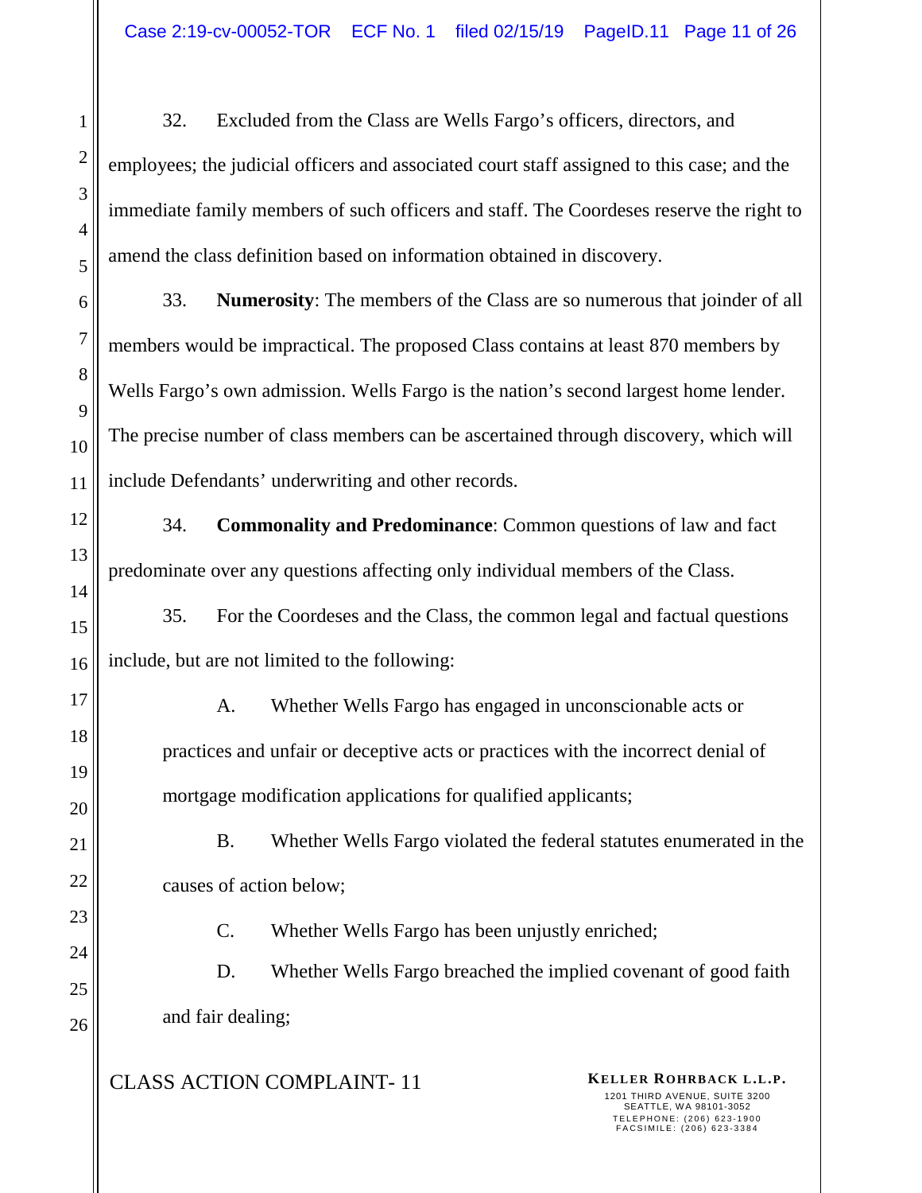32. Excluded from the Class are Wells Fargo's officers, directors, and employees; the judicial officers and associated court staff assigned to this case; and the immediate family members of such officers and staff. The Coordeses reserve the right to amend the class definition based on information obtained in discovery.

33. **Numerosity**: The members of the Class are so numerous that joinder of all members would be impractical. The proposed Class contains at least 870 members by Wells Fargo's own admission. Wells Fargo is the nation's second largest home lender. The precise number of class members can be ascertained through discovery, which will include Defendants' underwriting and other records.

34. **Commonality and Predominance**: Common questions of law and fact predominate over any questions affecting only individual members of the Class.

35. For the Coordeses and the Class, the common legal and factual questions include, but are not limited to the following:

A. Whether Wells Fargo has engaged in unconscionable acts or practices and unfair or deceptive acts or practices with the incorrect denial of mortgage modification applications for qualified applicants;

B. Whether Wells Fargo violated the federal statutes enumerated in the causes of action below;

C. Whether Wells Fargo has been unjustly enriched;

D. Whether Wells Fargo breached the implied covenant of good faith and fair dealing;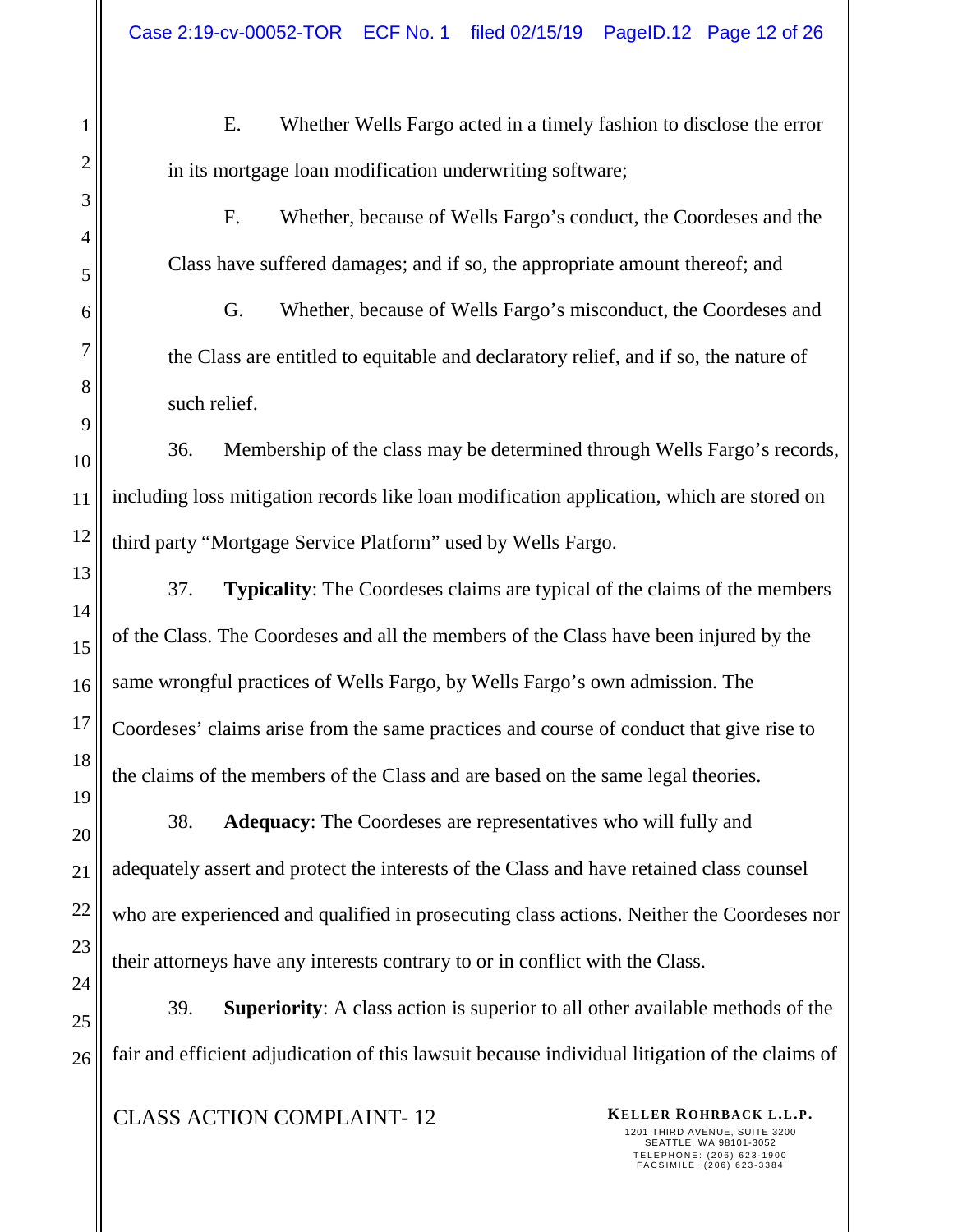E. Whether Wells Fargo acted in a timely fashion to disclose the error in its mortgage loan modification underwriting software;

F. Whether, because of Wells Fargo's conduct, the Coordeses and the Class have suffered damages; and if so, the appropriate amount thereof; and

G. Whether, because of Wells Fargo's misconduct, the Coordeses and the Class are entitled to equitable and declaratory relief, and if so, the nature of such relief.

36. Membership of the class may be determined through Wells Fargo's records, including loss mitigation records like loan modification application, which are stored on third party "Mortgage Service Platform" used by Wells Fargo.

37. **Typicality**: The Coordeses claims are typical of the claims of the members of the Class. The Coordeses and all the members of the Class have been injured by the same wrongful practices of Wells Fargo, by Wells Fargo's own admission. The Coordeses' claims arise from the same practices and course of conduct that give rise to the claims of the members of the Class and are based on the same legal theories.

38. **Adequacy**: The Coordeses are representatives who will fully and adequately assert and protect the interests of the Class and have retained class counsel who are experienced and qualified in prosecuting class actions. Neither the Coordeses nor their attorneys have any interests contrary to or in conflict with the Class.

39. **Superiority**: A class action is superior to all other available methods of the fair and efficient adjudication of this lawsuit because individual litigation of the claims of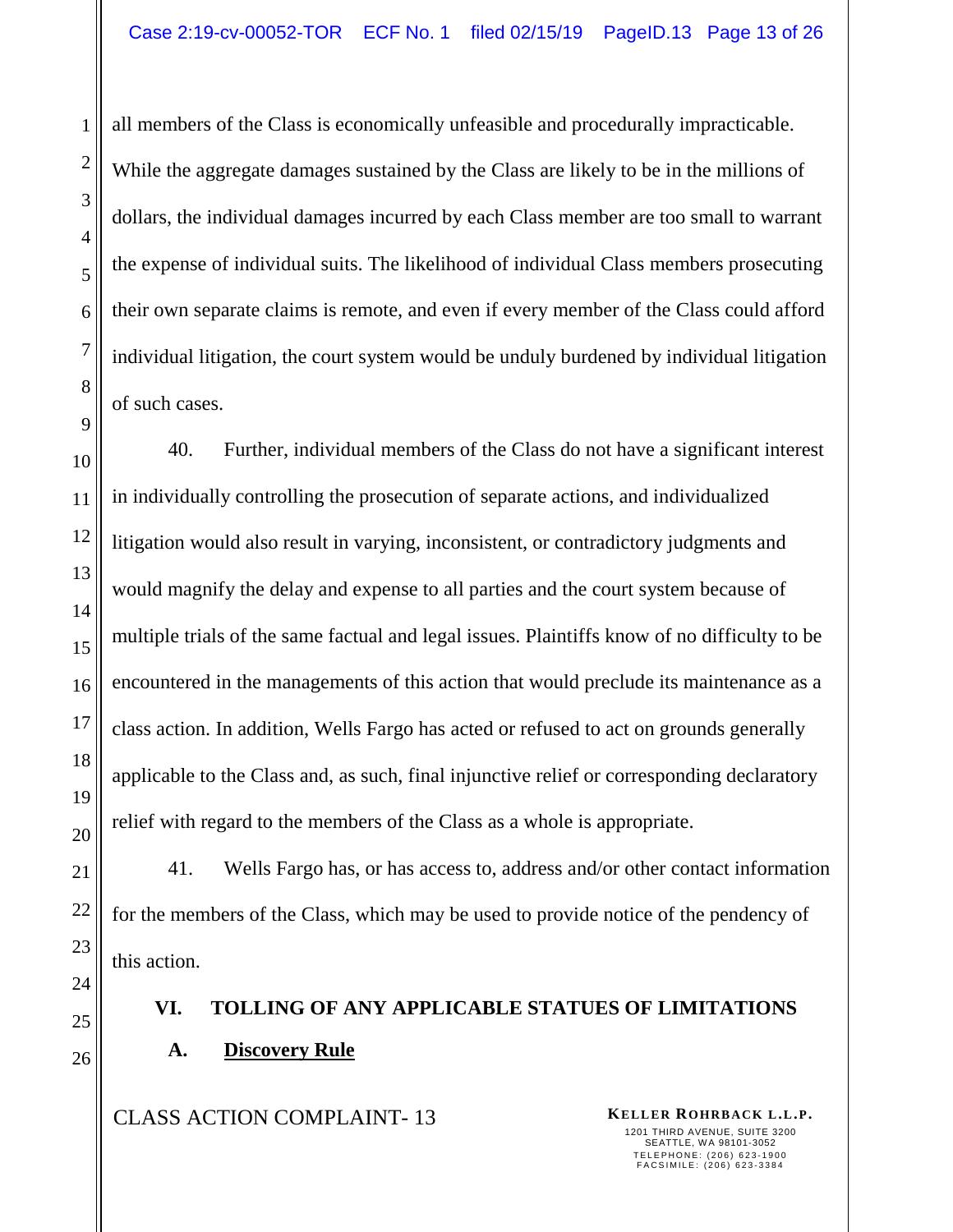all members of the Class is economically unfeasible and procedurally impracticable. While the aggregate damages sustained by the Class are likely to be in the millions of dollars, the individual damages incurred by each Class member are too small to warrant the expense of individual suits. The likelihood of individual Class members prosecuting their own separate claims is remote, and even if every member of the Class could afford individual litigation, the court system would be unduly burdened by individual litigation of such cases.

40. Further, individual members of the Class do not have a significant interest in individually controlling the prosecution of separate actions, and individualized litigation would also result in varying, inconsistent, or contradictory judgments and would magnify the delay and expense to all parties and the court system because of multiple trials of the same factual and legal issues. Plaintiffs know of no difficulty to be encountered in the managements of this action that would preclude its maintenance as a class action. In addition, Wells Fargo has acted or refused to act on grounds generally applicable to the Class and, as such, final injunctive relief or corresponding declaratory relief with regard to the members of the Class as a whole is appropriate.

41. Wells Fargo has, or has access to, address and/or other contact information for the members of the Class, which may be used to provide notice of the pendency of this action.

## VI. TOLLING OF ANY APPLICABLE STATUES OF LIMITATIONS

### A. Discovery Rule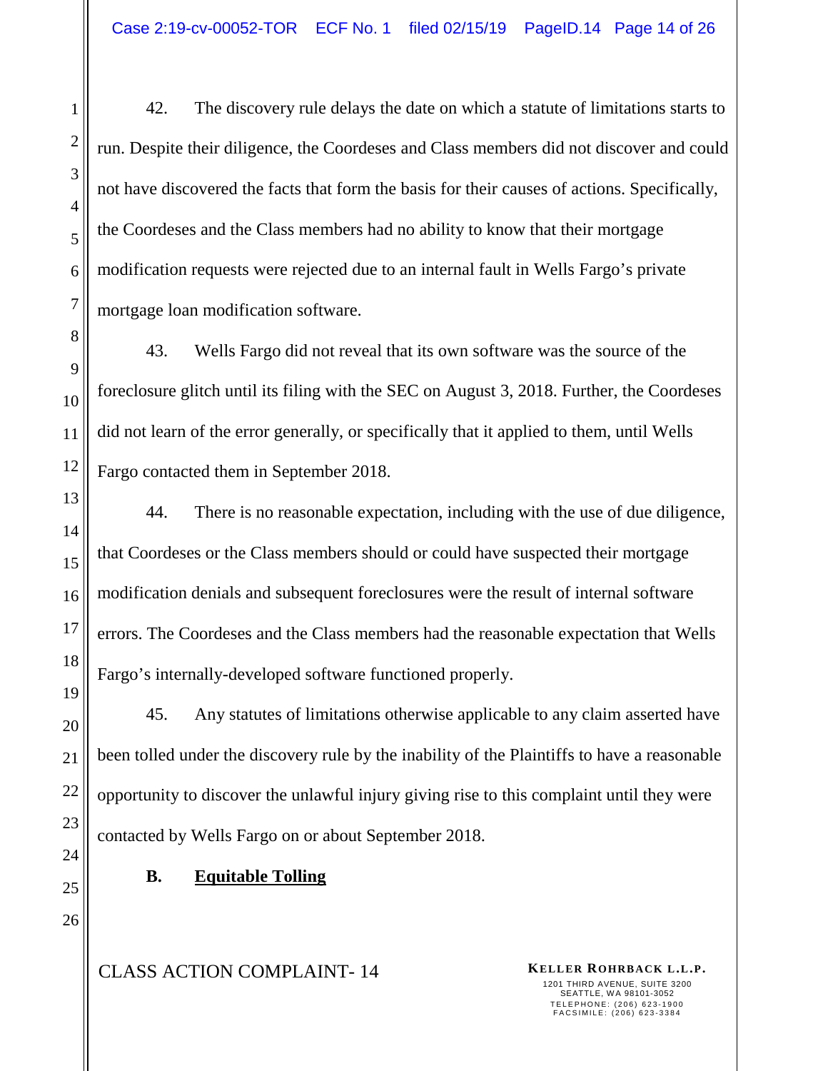42. The discovery rule delays the date on which a statute of limitations starts to run. Despite their diligence, the Coordeses and Class members did not discover and could not have discovered the facts that form the basis for their causes of actions. Specifically, the Coordeses and the Class members had no ability to know that their mortgage modification requests were rejected due to an internal fault in Wells Fargo's private mortgage loan modification software.

43. Wells Fargo did not reveal that its own software was the source of the foreclosure glitch until its filing with the SEC on August 3, 2018. Further, the Coordeses did not learn of the error generally, or specifically that it applied to them, until Wells Fargo contacted them in September 2018.

44. There is no reasonable expectation, including with the use of due diligence, that Coordeses or the Class members should or could have suspected their mortgage modification denials and subsequent foreclosures were the result of internal software errors. The Coordeses and the Class members had the reasonable expectation that Wells Fargo's internally-developed software functioned properly.

45. Any statutes of limitations otherwise applicable to any claim asserted have been tolled under the discovery rule by the inability of the Plaintiffs to have a reasonable opportunity to discover the unlawful injury giving rise to this complaint until they were contacted by Wells Fargo on or about September 2018.

### B. <u>Equitable Tolling</u>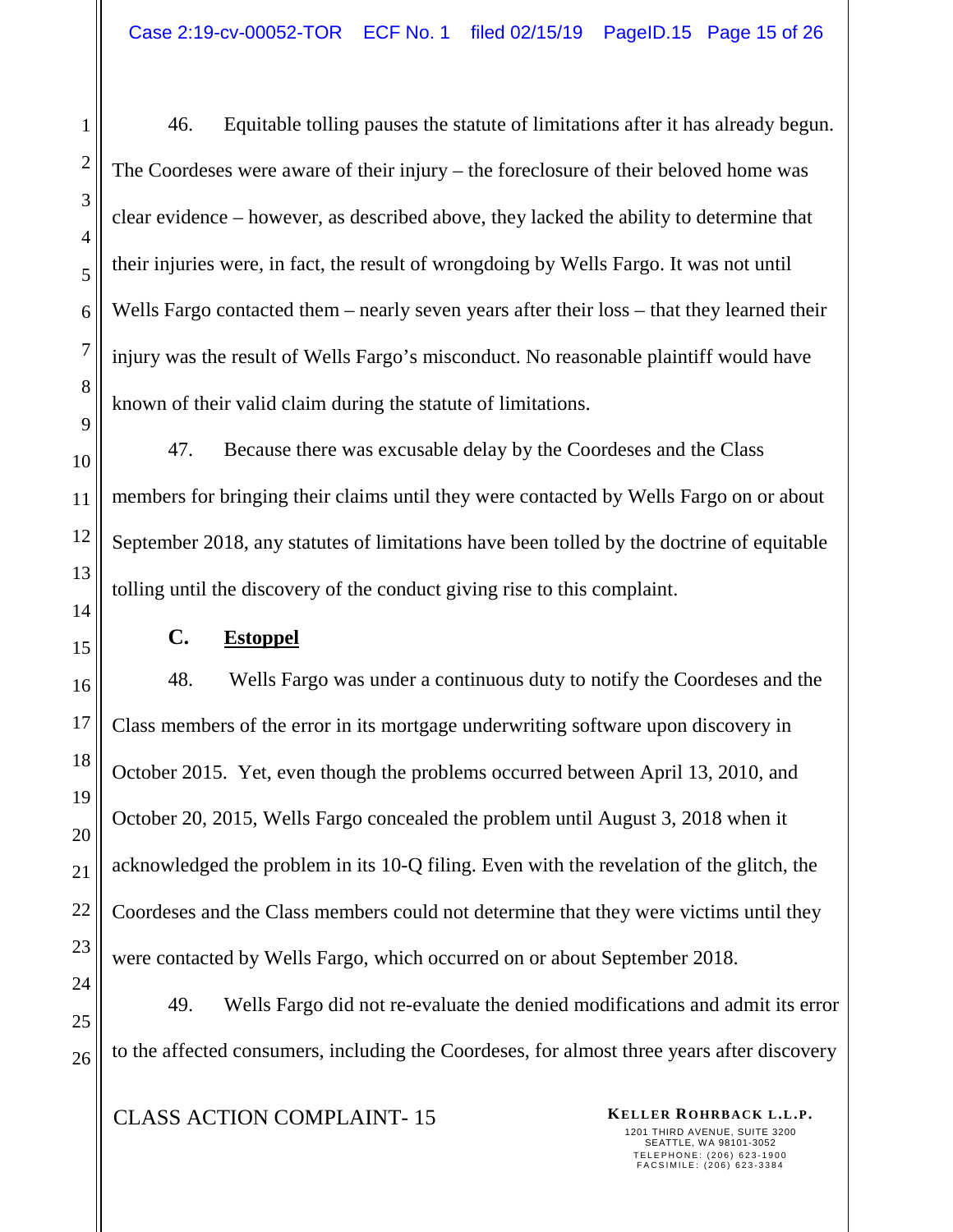46. Equitable tolling pauses the statute of limitations after it has already begun. The Coordeses were aware of their injury – the foreclosure of their beloved home was clear evidence – however, as described above, they lacked the ability to determine that their injuries were, in fact, the result of wrongdoing by Wells Fargo. It was not until Wells Fargo contacted them – nearly seven years after their loss – that they learned their injury was the result of Wells Fargo's misconduct. No reasonable plaintiff would have known of their valid claim during the statute of limitations.

47. Because there was excusable delay by the Coordeses and the Class members for bringing their claims until they were contacted by Wells Fargo on or about September 2018, any statutes of limitations have been tolled by the doctrine of equitable tolling until the discovery of the conduct giving rise to this complaint.

### C. Estoppel

48. Wells Fargo was under a continuous duty to notify the Coordeses and the Class members of the error in its mortgage underwriting software upon discovery in October 2015. Yet, even though the problems occurred between April 13, 2010, and October 20, 2015, Wells Fargo concealed the problem until August 3, 2018 when it acknowledged the problem in its 10-Q filing. Even with the revelation of the glitch, the Coordeses and the Class members could not determine that they were victims until they were contacted by Wells Fargo, which occurred on or about September 2018.

49. Wells Fargo did not re-evaluate the denied modifications and admit its error to the affected consumers, including the Coordeses, for almost three years after discovery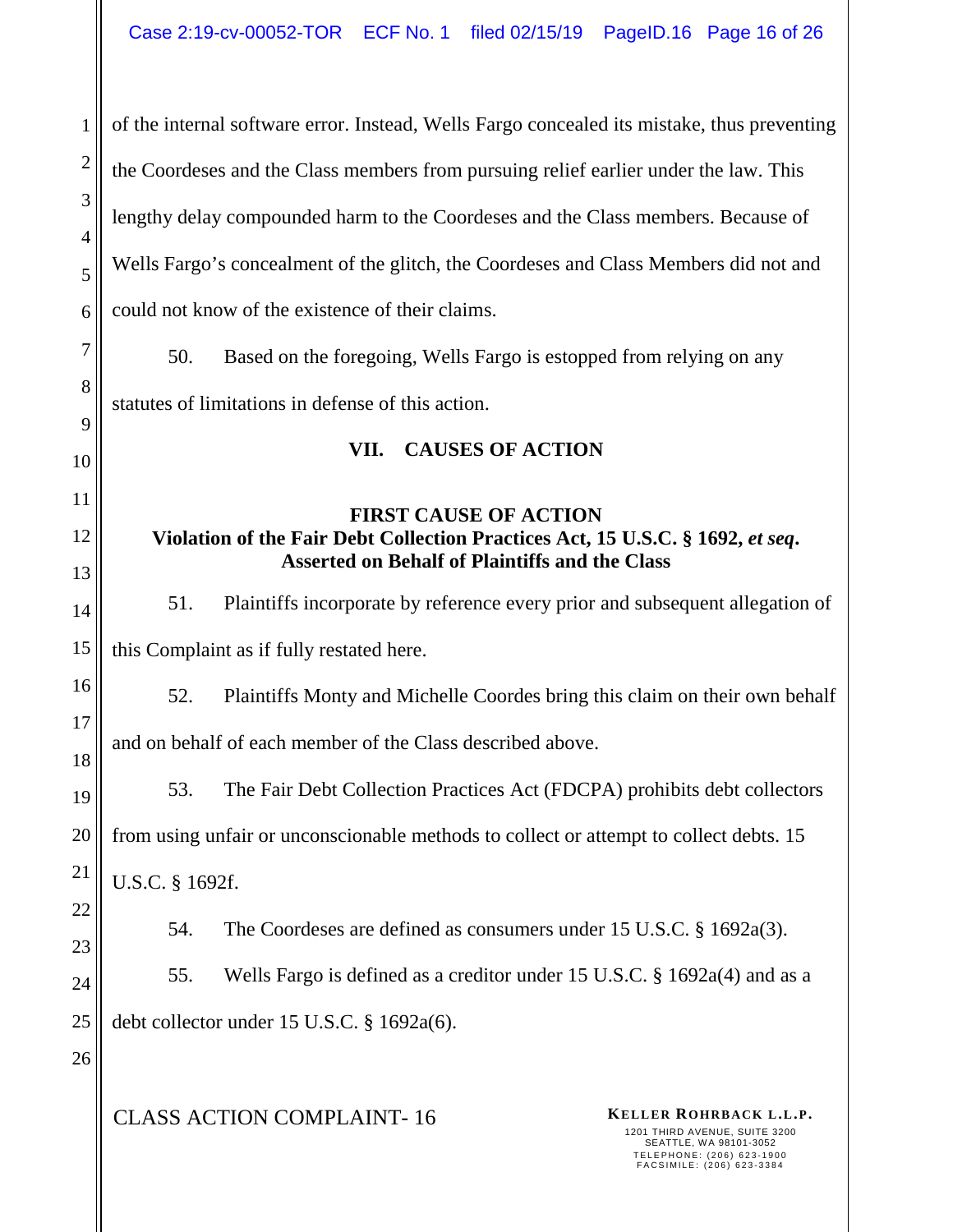of the internal software error. Instead, Wells Fargo concealed its mistake, thus preventing the Coordeses and the Class members from pursuing relief earlier under the law. This lengthy delay compounded harm to the Coordeses and the Class members. Because of Wells Fargo's concealment of the glitch, the Coordeses and Class Members did not and could not know of the existence of their claims.

50. Based on the foregoing, Wells Fargo is estopped from relying on any statutes of limitations in defense of this action.

## VII. CAUSES OF ACTION

### FIRST CAUSE OF ACTION
### Violation of the Fair Debt Collection Practices Act, 15 U.S.C. § 1692, *et seq*.
### Asserted on Behalf of Plaintiffs and the Class

51. Plaintiffs incorporate by reference every prior and subsequent allegation of this Complaint as if fully restated here.

52. Plaintiffs Monty and Michelle Coordes bring this claim on their own behalf and on behalf of each member of the Class described above.

53. The Fair Debt Collection Practices Act (FDCPA) prohibits debt collectors from using unfair or unconscionable methods to collect or attempt to collect debts. 15 U.S.C. § 1692f.

54. The Coordeses are defined as consumers under 15 U.S.C. § 1692a(3).

55. Wells Fargo is defined as a creditor under 15 U.S.C. § 1692a(4) and as a debt collector under 15 U.S.C. § 1692a(6).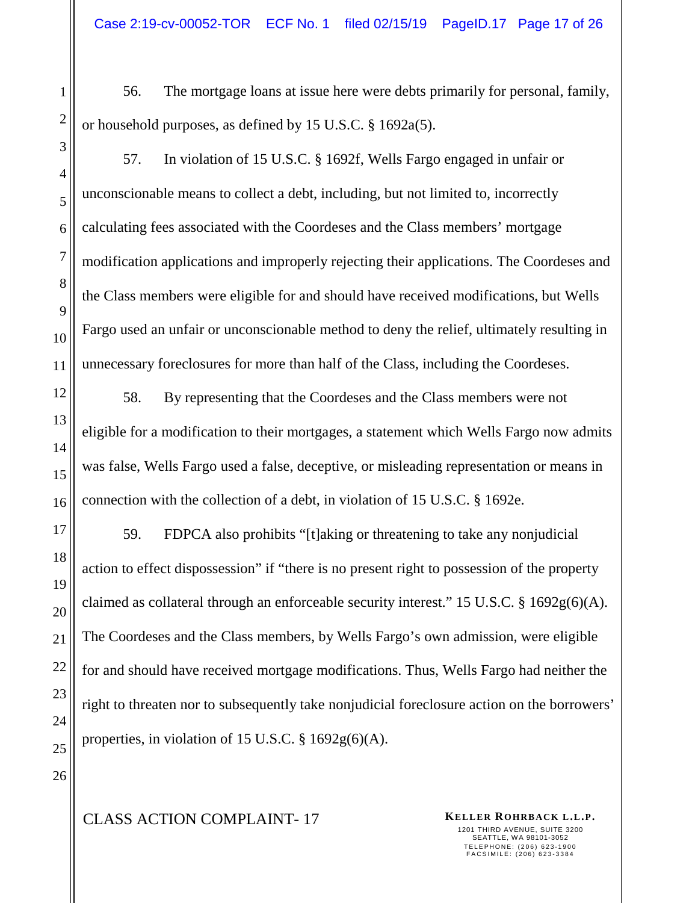56. The mortgage loans at issue here were debts primarily for personal, family, or household purposes, as defined by 15 U.S.C. § 1692a(5).

57. In violation of 15 U.S.C. § 1692f, Wells Fargo engaged in unfair or unconscionable means to collect a debt, including, but not limited to, incorrectly calculating fees associated with the Coordeses and the Class members' mortgage modification applications and improperly rejecting their applications. The Coordeses and the Class members were eligible for and should have received modifications, but Wells Fargo used an unfair or unconscionable method to deny the relief, ultimately resulting in unnecessary foreclosures for more than half of the Class, including the Coordeses.

58. By representing that the Coordeses and the Class members were not eligible for a modification to their mortgages, a statement which Wells Fargo now admits was false, Wells Fargo used a false, deceptive, or misleading representation or means in connection with the collection of a debt, in violation of 15 U.S.C. § 1692e.

59. FDPCA also prohibits "[t]aking or threatening to take any nonjudicial action to effect dispossession" if "there is no present right to possession of the property claimed as collateral through an enforceable security interest." 15 U.S.C. § 1692g(6)(A). The Coordeses and the Class members, by Wells Fargo's own admission, were eligible for and should have received mortgage modifications. Thus, Wells Fargo had neither the right to threaten nor to subsequently take nonjudicial foreclosure action on the borrowers' properties, in violation of 15 U.S.C. § 1692g(6)(A).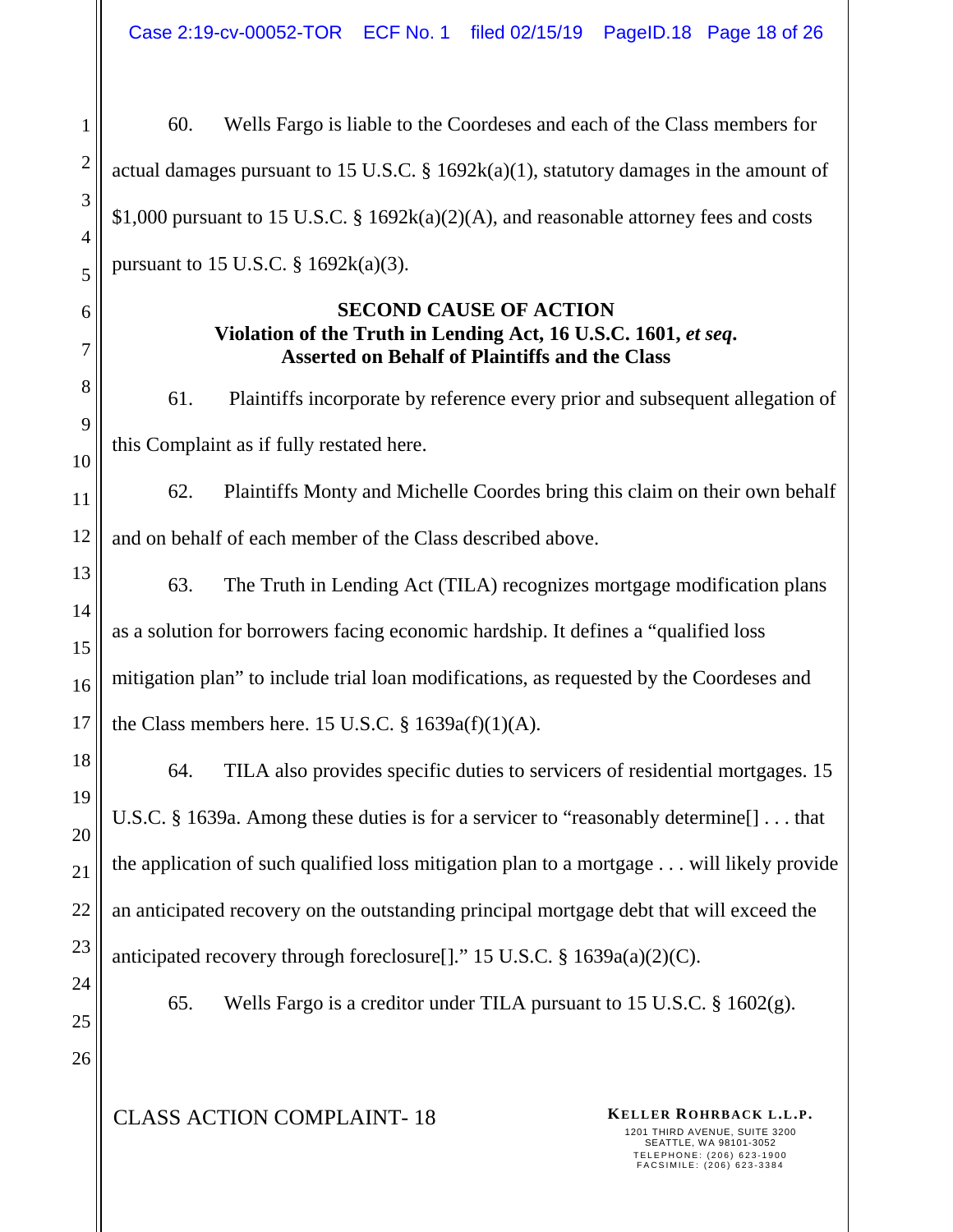60. Wells Fargo is liable to the Coordeses and each of the Class members for actual damages pursuant to 15 U.S.C. § 1692k(a)(1), statutory damages in the amount of $1,000 pursuant to 15 U.S.C. § 1692k(a)(2)(A), and reasonable attorney fees and costs pursuant to 15 U.S.C. § 1692k(a)(3).

**SECOND CAUSE OF ACTION**
**Violation of the Truth in Lending Act, 16 U.S.C. 1601, *et seq*.**
**Asserted on Behalf of Plaintiffs and the Class**

61. Plaintiffs incorporate by reference every prior and subsequent allegation of this Complaint as if fully restated here.

62. Plaintiffs Monty and Michelle Coordes bring this claim on their own behalf and on behalf of each member of the Class described above.

63. The Truth in Lending Act (TILA) recognizes mortgage modification plans as a solution for borrowers facing economic hardship. It defines a "qualified loss mitigation plan" to include trial loan modifications, as requested by the Coordeses and the Class members here. 15 U.S.C. § 1639a(f)(1)(A).

64. TILA also provides specific duties to servicers of residential mortgages. 15 U.S.C. § 1639a. Among these duties is for a servicer to "reasonably determine[] . . . that the application of such qualified loss mitigation plan to a mortgage . . . will likely provide an anticipated recovery on the outstanding principal mortgage debt that will exceed the anticipated recovery through foreclosure[]." 15 U.S.C. § 1639a(a)(2)(C).

65. Wells Fargo is a creditor under TILA pursuant to 15 U.S.C. § 1602(g).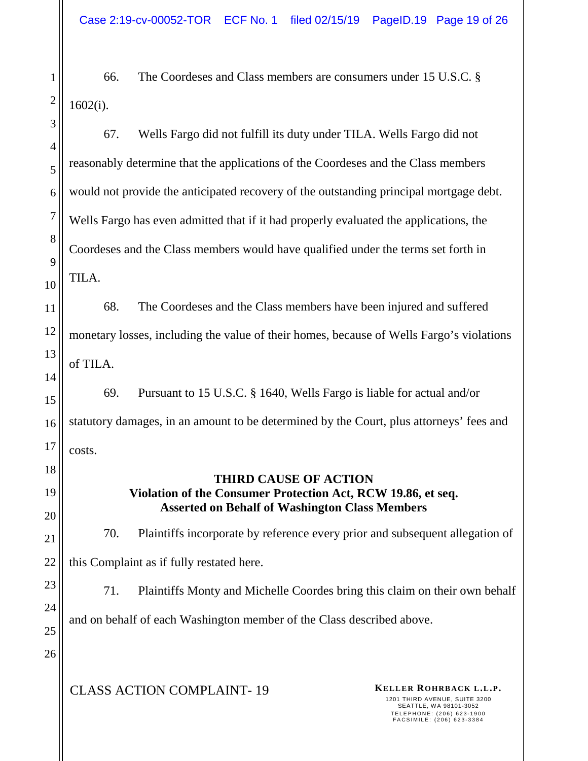66. The Coordeses and Class members are consumers under 15 U.S.C. § 1602(i).

67. Wells Fargo did not fulfill its duty under TILA. Wells Fargo did not reasonably determine that the applications of the Coordeses and the Class members would not provide the anticipated recovery of the outstanding principal mortgage debt. Wells Fargo has even admitted that if it had properly evaluated the applications, the Coordeses and the Class members would have qualified under the terms set forth in TILA.

68. The Coordeses and the Class members have been injured and suffered monetary losses, including the value of their homes, because of Wells Fargo's violations of TILA.

69. Pursuant to 15 U.S.C. § 1640, Wells Fargo is liable for actual and/or statutory damages, in an amount to be determined by the Court, plus attorneys' fees and costs.

## THIRD CAUSE OF ACTION
## Violation of the Consumer Protection Act, RCW 19.86, et seq.
## Asserted on Behalf of Washington Class Members

70. Plaintiffs incorporate by reference every prior and subsequent allegation of this Complaint as if fully restated here.

71. Plaintiffs Monty and Michelle Coordes bring this claim on their own behalf and on behalf of each Washington member of the Class described above.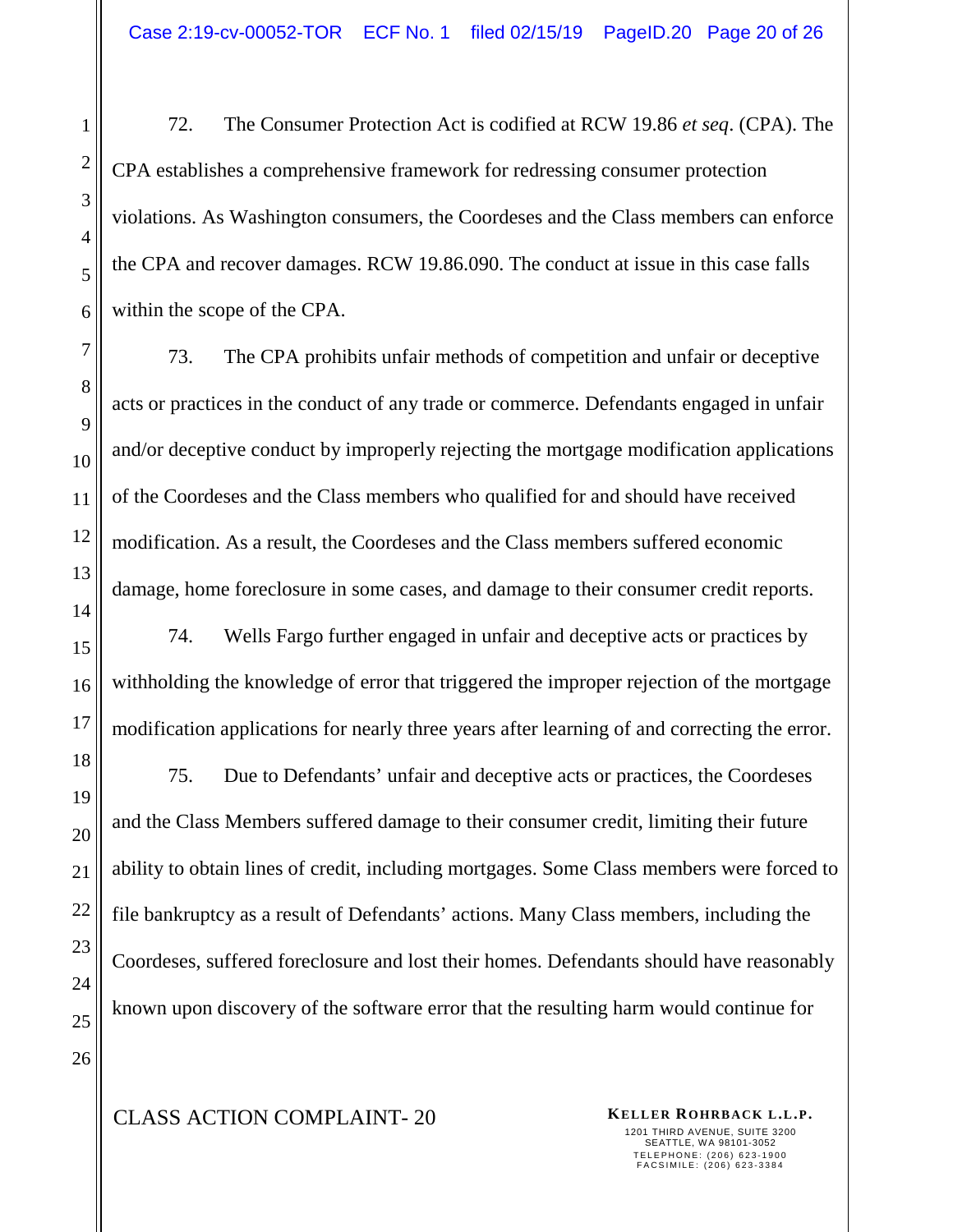72. The Consumer Protection Act is codified at RCW 19.86 *et seq*. (CPA). The CPA establishes a comprehensive framework for redressing consumer protection violations. As Washington consumers, the Coordeses and the Class members can enforce the CPA and recover damages. RCW 19.86.090. The conduct at issue in this case falls within the scope of the CPA.

73. The CPA prohibits unfair methods of competition and unfair or deceptive acts or practices in the conduct of any trade or commerce. Defendants engaged in unfair and/or deceptive conduct by improperly rejecting the mortgage modification applications of the Coordeses and the Class members who qualified for and should have received modification. As a result, the Coordeses and the Class members suffered economic damage, home foreclosure in some cases, and damage to their consumer credit reports.

74. Wells Fargo further engaged in unfair and deceptive acts or practices by withholding the knowledge of error that triggered the improper rejection of the mortgage modification applications for nearly three years after learning of and correcting the error.

75. Due to Defendants' unfair and deceptive acts or practices, the Coordeses and the Class Members suffered damage to their consumer credit, limiting their future ability to obtain lines of credit, including mortgages. Some Class members were forced to file bankruptcy as a result of Defendants' actions. Many Class members, including the Coordeses, suffered foreclosure and lost their homes. Defendants should have reasonably known upon discovery of the software error that the resulting harm would continue for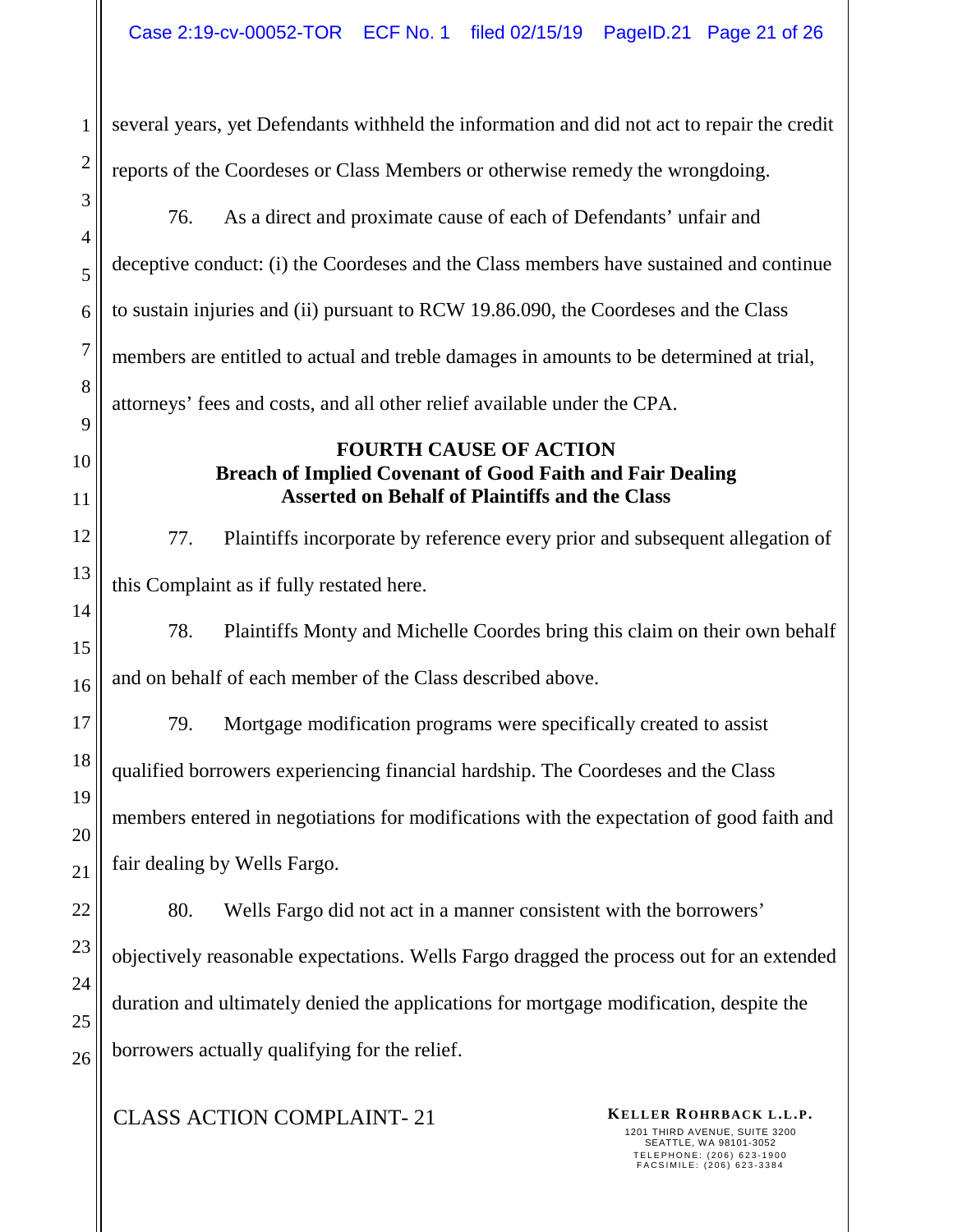several years, yet Defendants withheld the information and did not act to repair the credit reports of the Coordeses or Class Members or otherwise remedy the wrongdoing.

76. As a direct and proximate cause of each of Defendants' unfair and deceptive conduct: (i) the Coordeses and the Class members have sustained and continue to sustain injuries and (ii) pursuant to RCW 19.86.090, the Coordeses and the Class members are entitled to actual and treble damages in amounts to be determined at trial, attorneys' fees and costs, and all other relief available under the CPA.

**FOURTH CAUSE OF ACTION**
**Breach of Implied Covenant of Good Faith and Fair Dealing**
**Asserted on Behalf of Plaintiffs and the Class**

77. Plaintiffs incorporate by reference every prior and subsequent allegation of this Complaint as if fully restated here.

78. Plaintiffs Monty and Michelle Coordes bring this claim on their own behalf and on behalf of each member of the Class described above.

79. Mortgage modification programs were specifically created to assist qualified borrowers experiencing financial hardship. The Coordeses and the Class members entered in negotiations for modifications with the expectation of good faith and fair dealing by Wells Fargo.

80. Wells Fargo did not act in a manner consistent with the borrowers' objectively reasonable expectations. Wells Fargo dragged the process out for an extended duration and ultimately denied the applications for mortgage modification, despite the borrowers actually qualifying for the relief.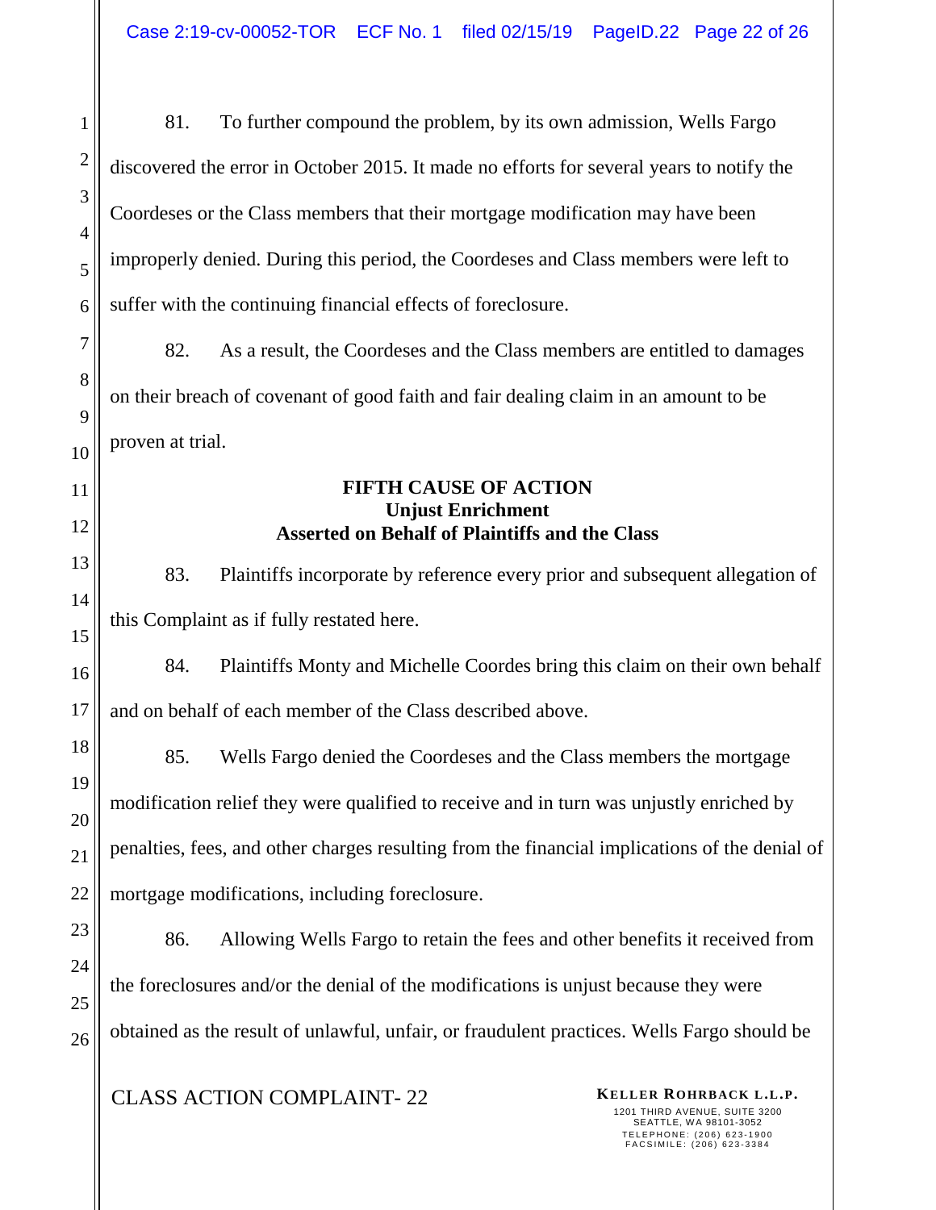81. To further compound the problem, by its own admission, Wells Fargo discovered the error in October 2015. It made no efforts for several years to notify the Coordeses or the Class members that their mortgage modification may have been improperly denied. During this period, the Coordeses and Class members were left to suffer with the continuing financial effects of foreclosure.

82. As a result, the Coordeses and the Class members are entitled to damages on their breach of covenant of good faith and fair dealing claim in an amount to be proven at trial.

### FIFTH CAUSE OF ACTION
### Unjust Enrichment
### Asserted on Behalf of Plaintiffs and the Class

83. Plaintiffs incorporate by reference every prior and subsequent allegation of this Complaint as if fully restated here.

84. Plaintiffs Monty and Michelle Coordes bring this claim on their own behalf and on behalf of each member of the Class described above.

85. Wells Fargo denied the Coordeses and the Class members the mortgage modification relief they were qualified to receive and in turn was unjustly enriched by penalties, fees, and other charges resulting from the financial implications of the denial of mortgage modifications, including foreclosure.

86. Allowing Wells Fargo to retain the fees and other benefits it received from the foreclosures and/or the denial of the modifications is unjust because they were obtained as the result of unlawful, unfair, or fraudulent practices. Wells Fargo should be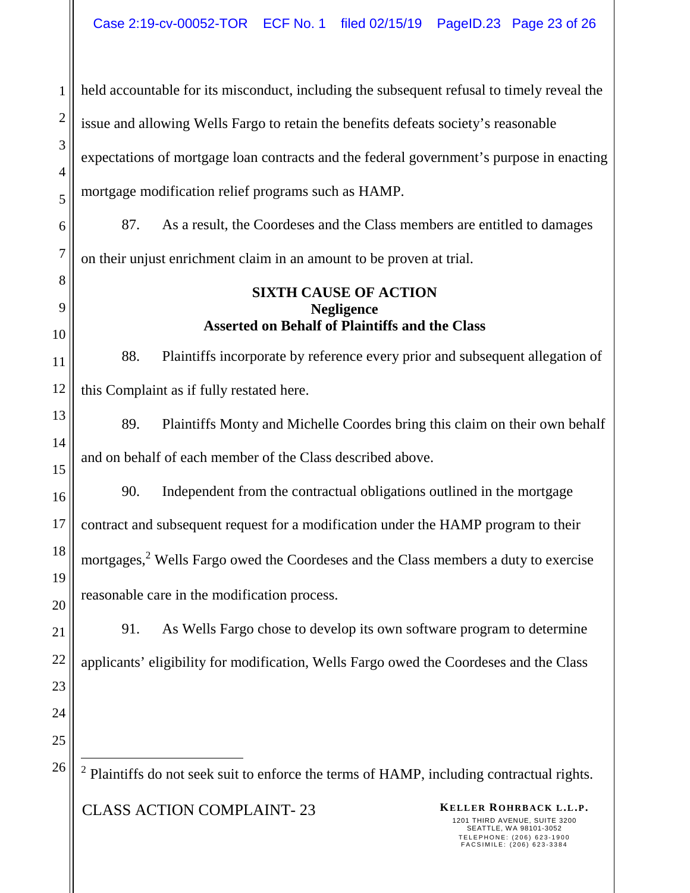held accountable for its misconduct, including the subsequent refusal to timely reveal the issue and allowing Wells Fargo to retain the benefits defeats society's reasonable expectations of mortgage loan contracts and the federal government's purpose in enacting mortgage modification relief programs such as HAMP.

87. As a result, the Coordeses and the Class members are entitled to damages on their unjust enrichment claim in an amount to be proven at trial.

**SIXTH CAUSE OF ACTION**
**Negligence**
**Asserted on Behalf of Plaintiffs and the Class**

88. Plaintiffs incorporate by reference every prior and subsequent allegation of this Complaint as if fully restated here.

89. Plaintiffs Monty and Michelle Coordes bring this claim on their own behalf and on behalf of each member of the Class described above.

90. Independent from the contractual obligations outlined in the mortgage contract and subsequent request for a modification under the HAMP program to their mortgages,[2] Wells Fargo owed the Coordeses and the Class members a duty to exercise reasonable care in the modification process.

91. As Wells Fargo chose to develop its own software program to determine applicants' eligibility for modification, Wells Fargo owed the Coordeses and the Class

---

[2] Plaintiffs do not seek suit to enforce the terms of HAMP, including contractual rights.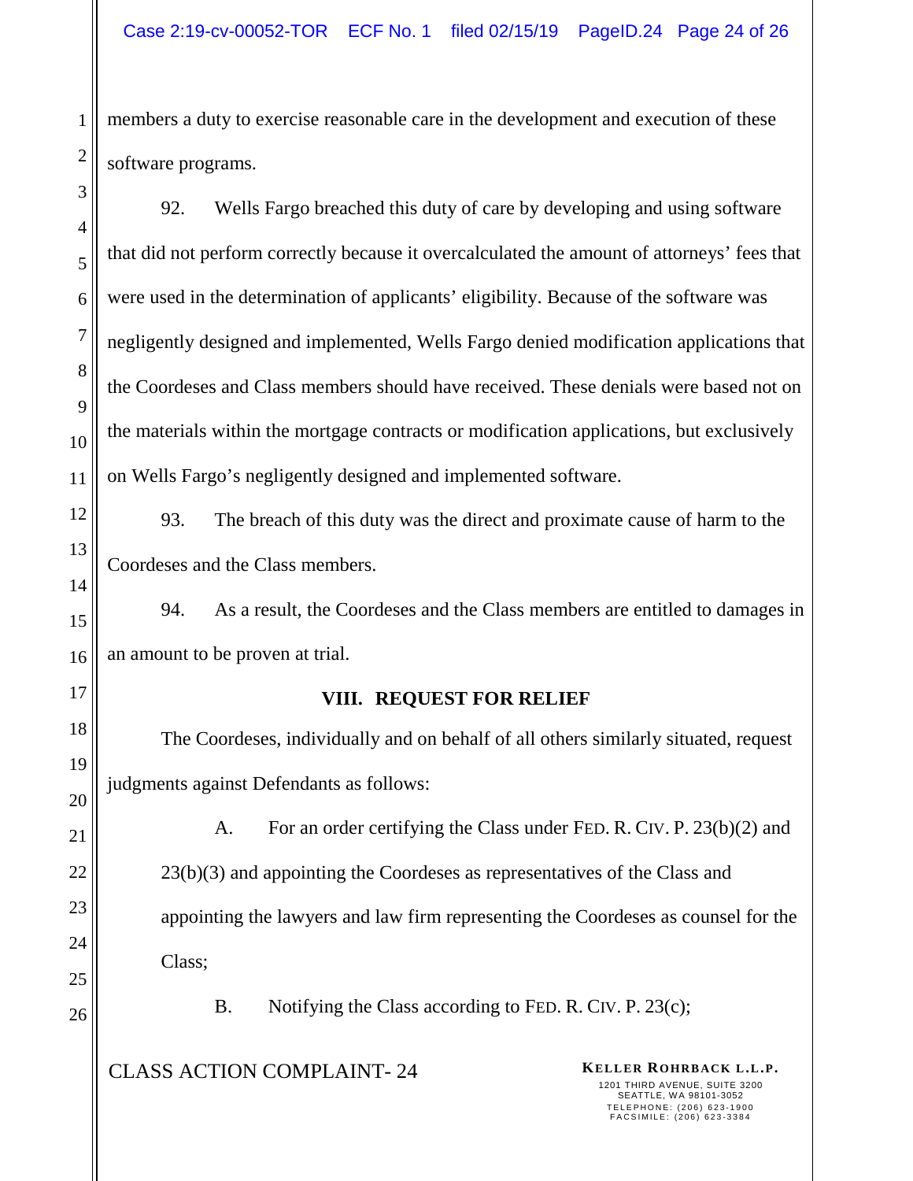members a duty to exercise reasonable care in the development and execution of these software programs.

92. Wells Fargo breached this duty of care by developing and using software that did not perform correctly because it overcalculated the amount of attorneys' fees that were used in the determination of applicants' eligibility. Because of the software was negligently designed and implemented, Wells Fargo denied modification applications that the Coordeses and Class members should have received. These denials were based not on the materials within the mortgage contracts or modification applications, but exclusively on Wells Fargo's negligently designed and implemented software.

93. The breach of this duty was the direct and proximate cause of harm to the Coordeses and the Class members.

94. As a result, the Coordeses and the Class members are entitled to damages in an amount to be proven at trial.

## VIII. REQUEST FOR RELIEF

The Coordeses, individually and on behalf of all others similarly situated, request judgments against Defendants as follows:

A. For an order certifying the Class under FED. R. CIV. P. 23(b)(2) and 23(b)(3) and appointing the Coordeses as representatives of the Class and appointing the lawyers and law firm representing the Coordeses as counsel for the Class;

B. Notifying the Class according to FED. R. CIV. P. 23(c);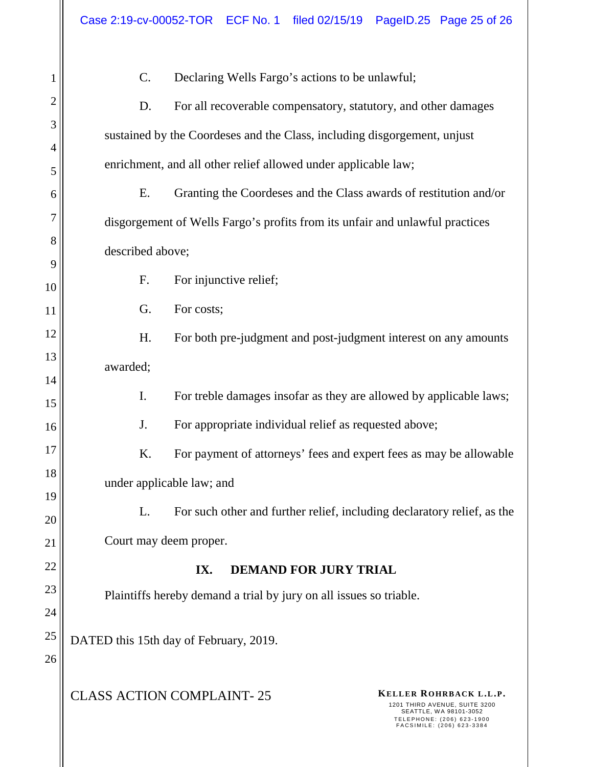C. Declaring Wells Fargo's actions to be unlawful;

D. For all recoverable compensatory, statutory, and other damages sustained by the Coordeses and the Class, including disgorgement, unjust enrichment, and all other relief allowed under applicable law;

E. Granting the Coordeses and the Class awards of restitution and/or disgorgement of Wells Fargo's profits from its unfair and unlawful practices described above;

F. For injunctive relief;

G. For costs;

H. For both pre-judgment and post-judgment interest on any amounts awarded;

I. For treble damages insofar as they are allowed by applicable laws;

J. For appropriate individual relief as requested above;

K. For payment of attorneys' fees and expert fees as may be allowable under applicable law; and

L. For such other and further relief, including declaratory relief, as the Court may deem proper.

## IX. DEMAND FOR JURY TRIAL

Plaintiffs hereby demand a trial by jury on all issues so triable.

DATED this 15th day of February, 2019.

CLASS ACTION COMPLAINT- 25

**KELLER ROHRBACK L.L.P.**
1201 THIRD AVENUE, SUITE 3200
SEATTLE, WA 98101-3052
TELEPHONE: (206) 623-1900
FACSIMILE: (206) 623-3384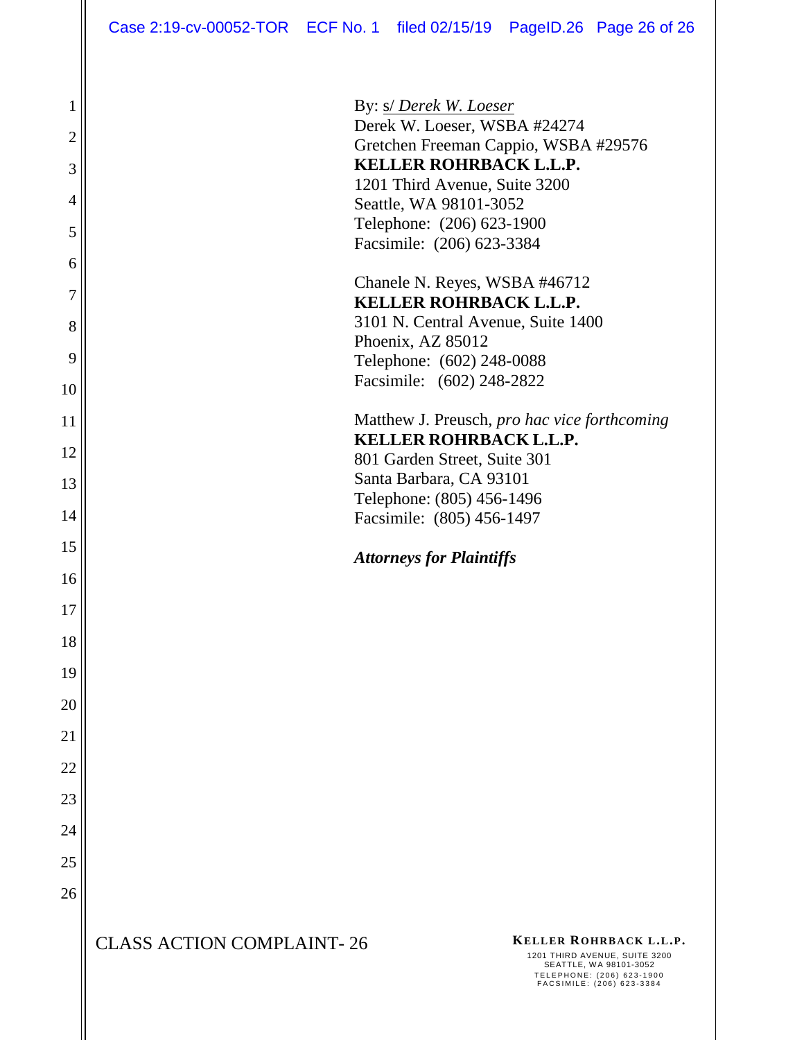By: s/ *Derek W. Loeser*
Derek W. Loeser, WSBA #24274
Gretchen Freeman Cappio, WSBA #29576
**KELLER ROHRBACK L.L.P.**
1201 Third Avenue, Suite 3200
Seattle, WA 98101-3052
Telephone: (206) 623-1900
Facsimile: (206) 623-3384

Chanele N. Reyes, WSBA #46712
**KELLER ROHRBACK L.L.P.**
3101 N. Central Avenue, Suite 1400
Phoenix, AZ 85012
Telephone: (602) 248-0088
Facsimile: (602) 248-2822

Matthew J. Preusch, *pro hac vice forthcoming*
**KELLER ROHRBACK L.L.P.**
801 Garden Street, Suite 301
Santa Barbara, CA 93101
Telephone: (805) 456-1496
Facsimile: (805) 456-1497

***Attorneys for Plaintiffs***